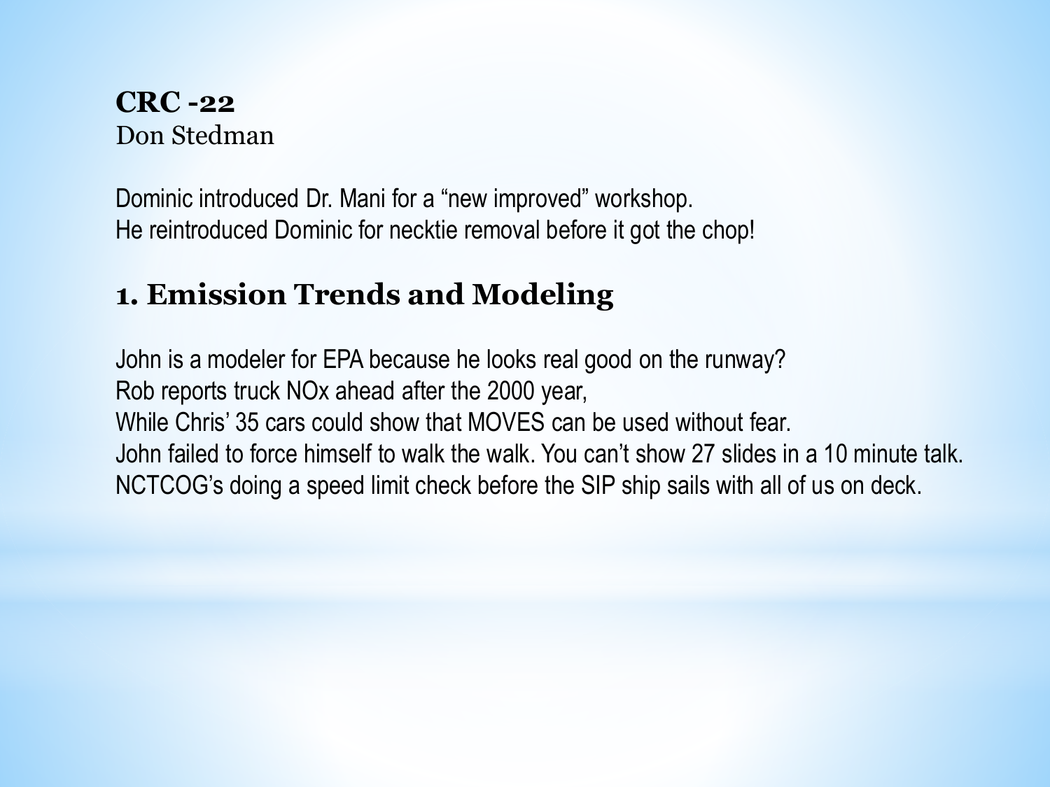**CRC -22**
Don Stedman

Dominic introduced Dr. Mani for a “new improved” workshop.
He reintroduced Dominic for necktie removal before it got the chop!

## 1. Emission Trends and Modeling

John is a modeler for EPA because he looks real good on the runway?
Rob reports truck NOx ahead after the 2000 year,
While Chris’ 35 cars could show that MOVES can be used without fear.
John failed to force himself to walk the walk. You can’t show 27 slides in a 10 minute talk.
NCTCOG’s doing a speed limit check before the SIP ship sails with all of us on deck.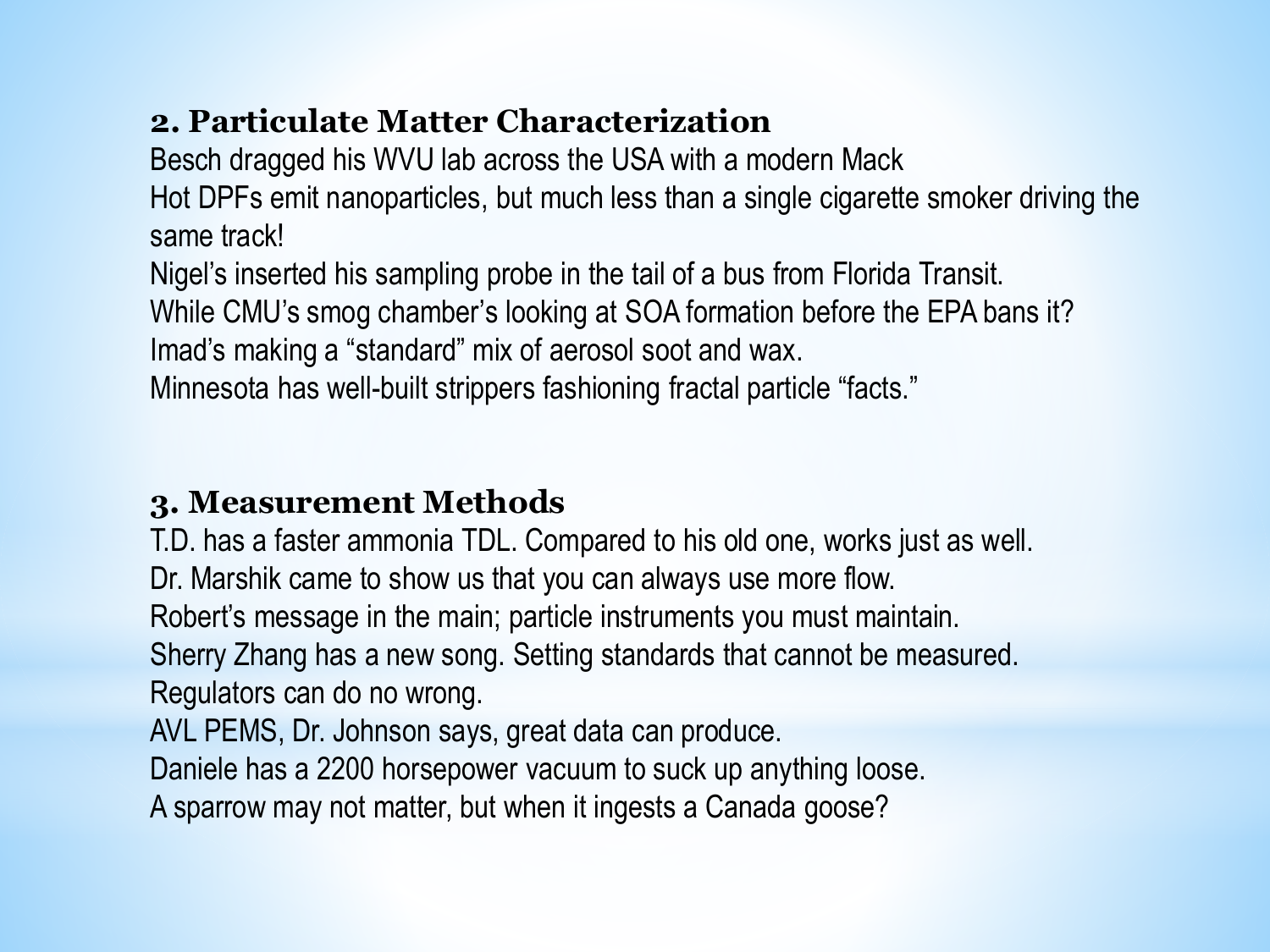## 2. Particulate Matter Characterization

Besch dragged his WVU lab across the USA with a modern Mack
Hot DPFs emit nanoparticles, but much less than a single cigarette smoker driving the same track!
Nigel's inserted his sampling probe in the tail of a bus from Florida Transit.
While CMU's smog chamber's looking at SOA formation before the EPA bans it?
Imad's making a "standard" mix of aerosol soot and wax.
Minnesota has well-built strippers fashioning fractal particle "facts."

## 3. Measurement Methods

T.D. has a faster ammonia TDL. Compared to his old one, works just as well.
Dr. Marshik came to show us that you can always use more flow.
Robert's message in the main; particle instruments you must maintain.
Sherry Zhang has a new song. Setting standards that cannot be measured.
Regulators can do no wrong.
AVL PEMS, Dr. Johnson says, great data can produce.
Daniele has a 2200 horsepower vacuum to suck up anything loose.
A sparrow may not matter, but when it ingests a Canada goose?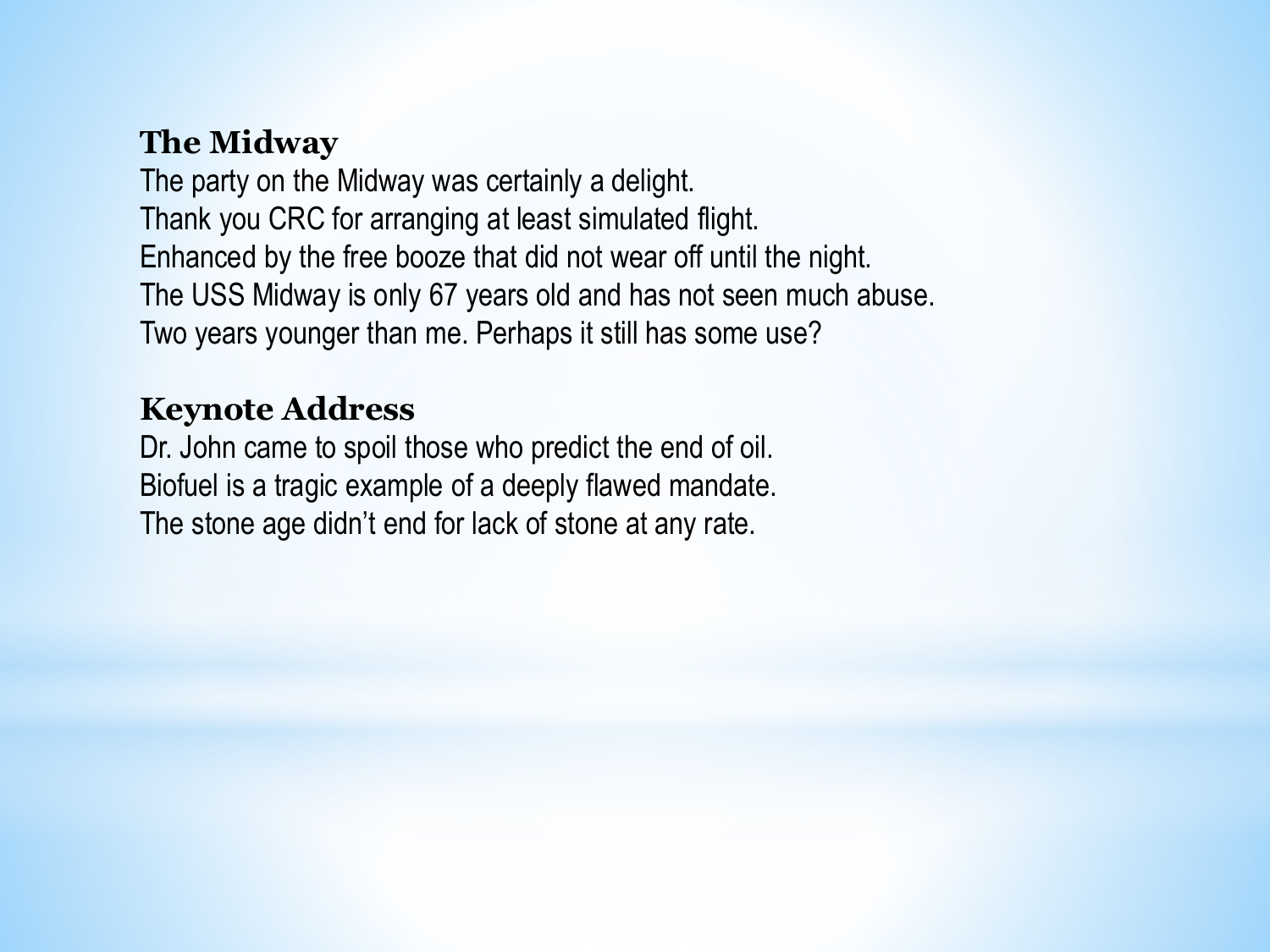### The Midway

The party on the Midway was certainly a delight.
Thank you CRC for arranging at least simulated flight.
Enhanced by the free booze that did not wear off until the night.
The USS Midway is only 67 years old and has not seen much abuse.
Two years younger than me. Perhaps it still has some use?

### Keynote Address

Dr. John came to spoil those who predict the end of oil.
Biofuel is a tragic example of a deeply flawed mandate.
The stone age didn’t end for lack of stone at any rate.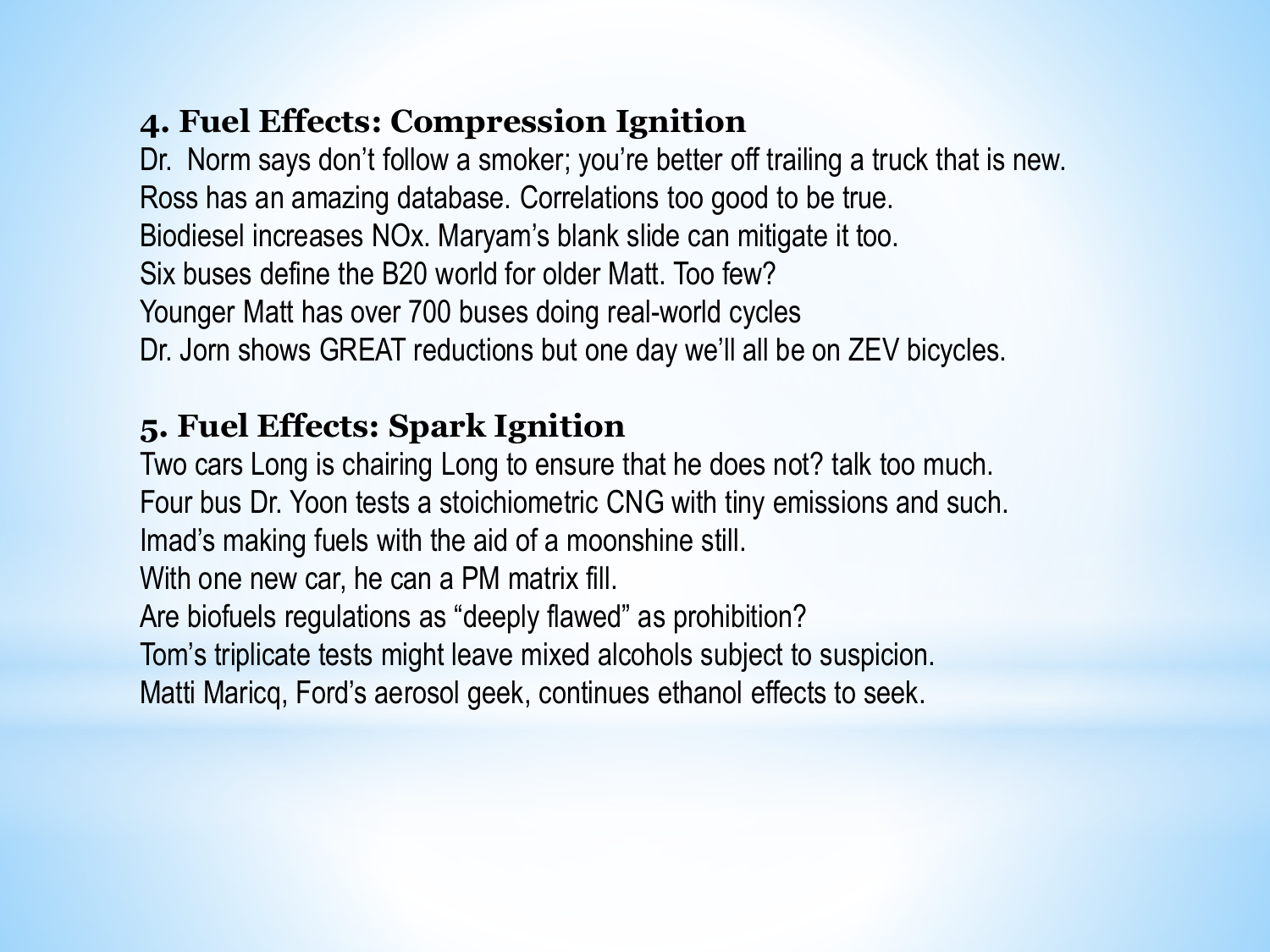## 4. Fuel Effects: Compression Ignition

Dr.  Norm says don't follow a smoker; you're better off trailing a truck that is new.
Ross has an amazing database. Correlations too good to be true.
Biodiesel increases NOx. Maryam's blank slide can mitigate it too.
Six buses define the B20 world for older Matt. Too few?
Younger Matt has over 700 buses doing real-world cycles
Dr. Jorn shows GREAT reductions but one day we'll all be on ZEV bicycles.

## 5. Fuel Effects: Spark Ignition

Two cars Long is chairing Long to ensure that he does not? talk too much.
Four bus Dr. Yoon tests a stoichiometric CNG with tiny emissions and such.
Imad's making fuels with the aid of a moonshine still.
With one new car, he can a PM matrix fill.
Are biofuels regulations as "deeply flawed" as prohibition?
Tom's triplicate tests might leave mixed alcohols subject to suspicion.
Matti Maricq, Ford's aerosol geek, continues ethanol effects to seek.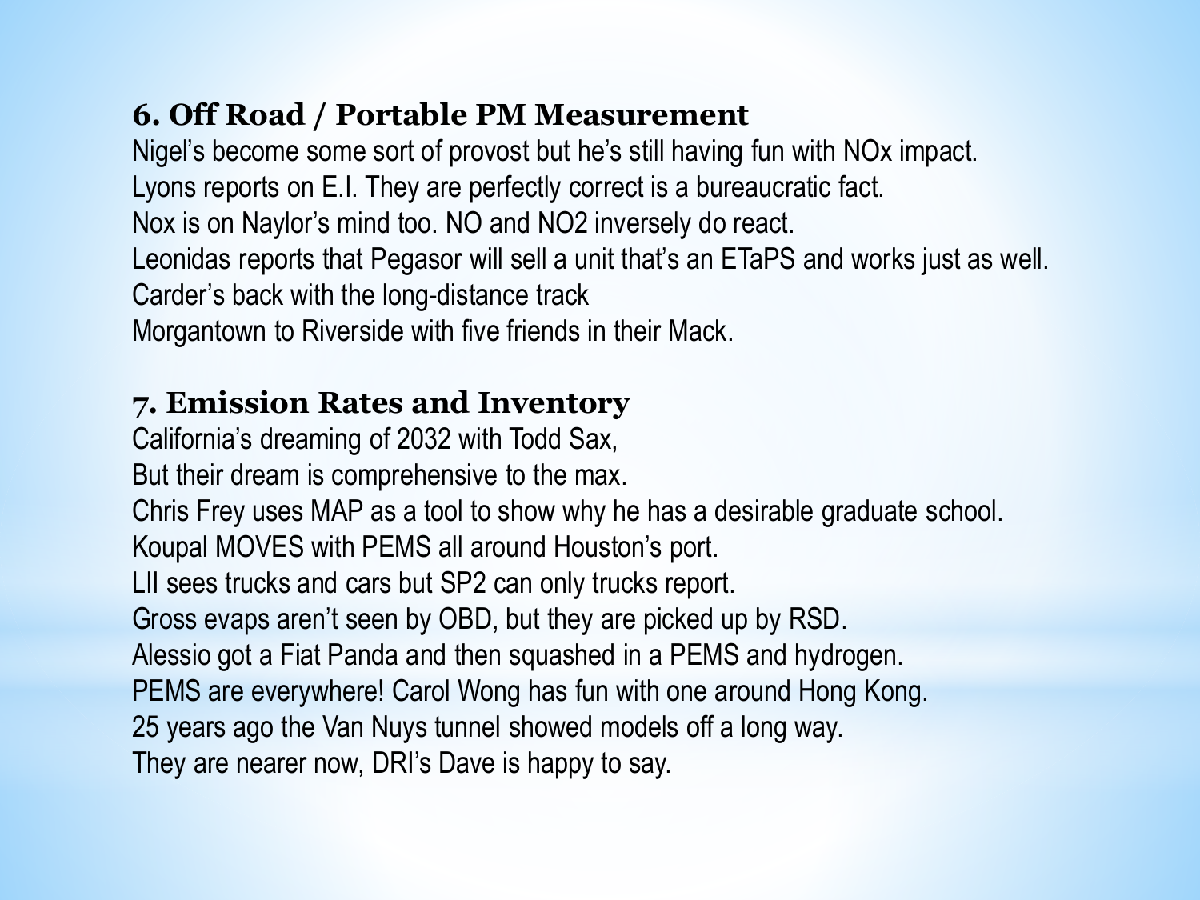## 6. Off Road / Portable PM Measurement

Nigel's become some sort of provost but he's still having fun with NOx impact.
Lyons reports on E.I. They are perfectly correct is a bureaucratic fact.
Nox is on Naylor's mind too. NO and NO2 inversely do react.
Leonidas reports that Pegasor will sell a unit that's an ETaPS and works just as well.
Carder's back with the long-distance track
Morgantown to Riverside with five friends in their Mack.

## 7. Emission Rates and Inventory

California's dreaming of 2032 with Todd Sax,
But their dream is comprehensive to the max.
Chris Frey uses MAP as a tool to show why he has a desirable graduate school.
Koupal MOVES with PEMS all around Houston's port.
LII sees trucks and cars but SP2 can only trucks report.
Gross evaps aren't seen by OBD, but they are picked up by RSD.
Alessio got a Fiat Panda and then squashed in a PEMS and hydrogen.
PEMS are everywhere! Carol Wong has fun with one around Hong Kong.
25 years ago the Van Nuys tunnel showed models off a long way.
They are nearer now, DRI's Dave is happy to say.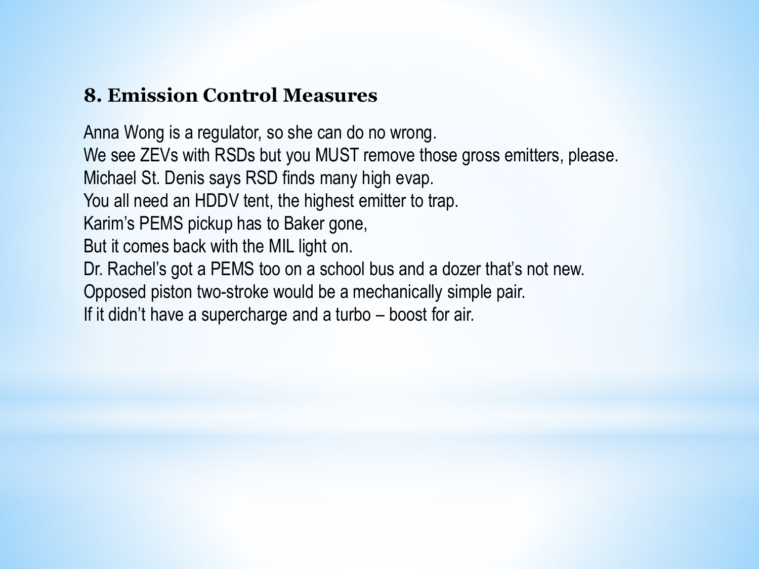### 8. Emission Control Measures

Anna Wong is a regulator, so she can do no wrong.
We see ZEVs with RSDs but you MUST remove those gross emitters, please.
Michael St. Denis says RSD finds many high evap.
You all need an HDDV tent, the highest emitter to trap.
Karim's PEMS pickup has to Baker gone,
But it comes back with the MIL light on.
Dr. Rachel's got a PEMS too on a school bus and a dozer that's not new.
Opposed piston two-stroke would be a mechanically simple pair.
If it didn't have a supercharge and a turbo – boost for air.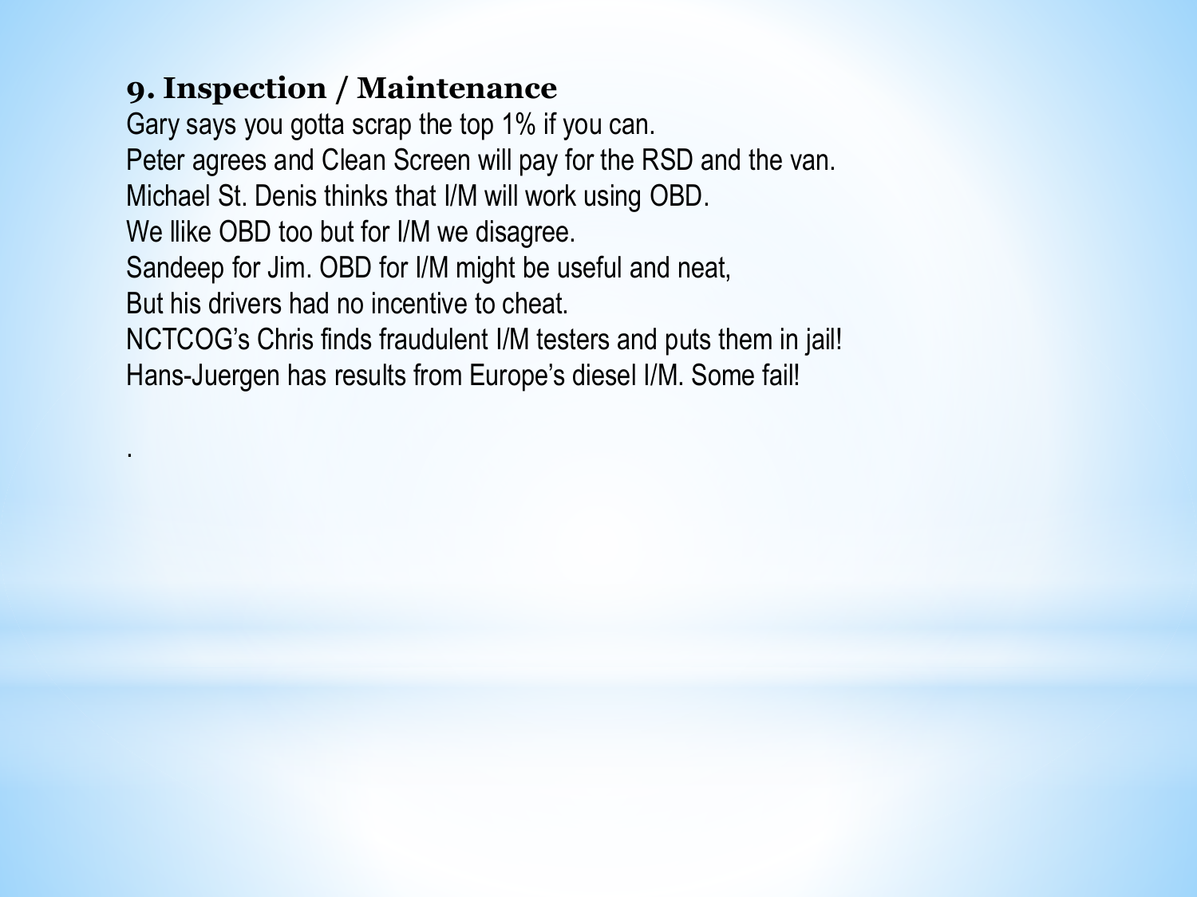## 9. Inspection / Maintenance

Gary says you gotta scrap the top 1% if you can.
Peter agrees and Clean Screen will pay for the RSD and the van.
Michael St. Denis thinks that I/M will work using OBD.
We llike OBD too but for I/M we disagree.
Sandeep for Jim. OBD for I/M might be useful and neat,
But his drivers had no incentive to cheat.
NCTCOG's Chris finds fraudulent I/M testers and puts them in jail!
Hans-Juergen has results from Europe's diesel I/M. Some fail!

.